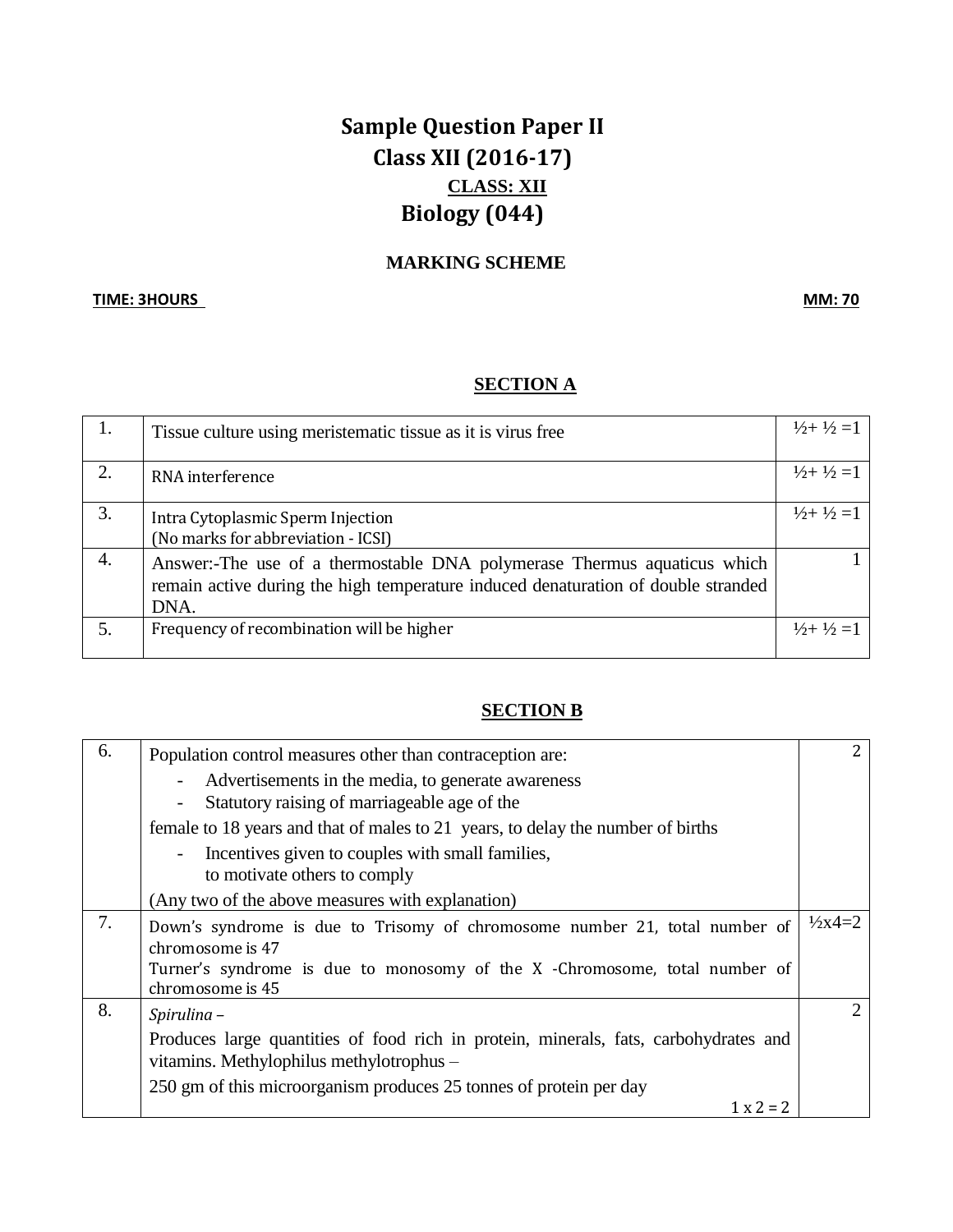# Sample Question Paper II
# Class XII (2016-17)

**CLASS: XII**

## Biology (044)

**MARKING SCHEME**

**TIME: 3HOURS** **MM: 70**

## SECTION A

| | | |
|---|---|---|
| 1. | Tissue culture using meristematic tissue as it is virus free | ½+ ½ =1 |
| 2. | RNA interference | ½+ ½ =1 |
| 3. | Intra Cytoplasmic Sperm Injection<br>(No marks for abbreviation - ICSI) | ½+ ½ =1 |
| 4. | Answer:-The use of a thermostable DNA polymerase Thermus aquaticus which remain active during the high temperature induced denaturation of double stranded DNA. | 1 |
| 5. | Frequency of recombination will be higher | ½+ ½ =1 |

## SECTION B

| | | |
|---|---|---|
| 6. | Population control measures other than contraception are:<br>- Advertisements in the media, to generate awareness<br>- Statutory raising of marriageable age of the female to 18 years and that of males to 21 years, to delay the number of births<br>- Incentives given to couples with small families, to motivate others to comply<br>(Any two of the above measures with explanation) | 2 |
| 7. | Down's syndrome is due to Trisomy of chromosome number 21, total number of chromosome is 47<br>Turner's syndrome is due to monosomy of the X -Chromosome, total number of chromosome is 45 | ½x4=2 |
| 8. | *Spirulina* –<br>Produces large quantities of food rich in protein, minerals, fats, carbohydrates and vitamins. Methylophilus methylotrophus –<br>250 gm of this microorganism produces 25 tonnes of protein per day<br>1 x 2 = 2 | 2 |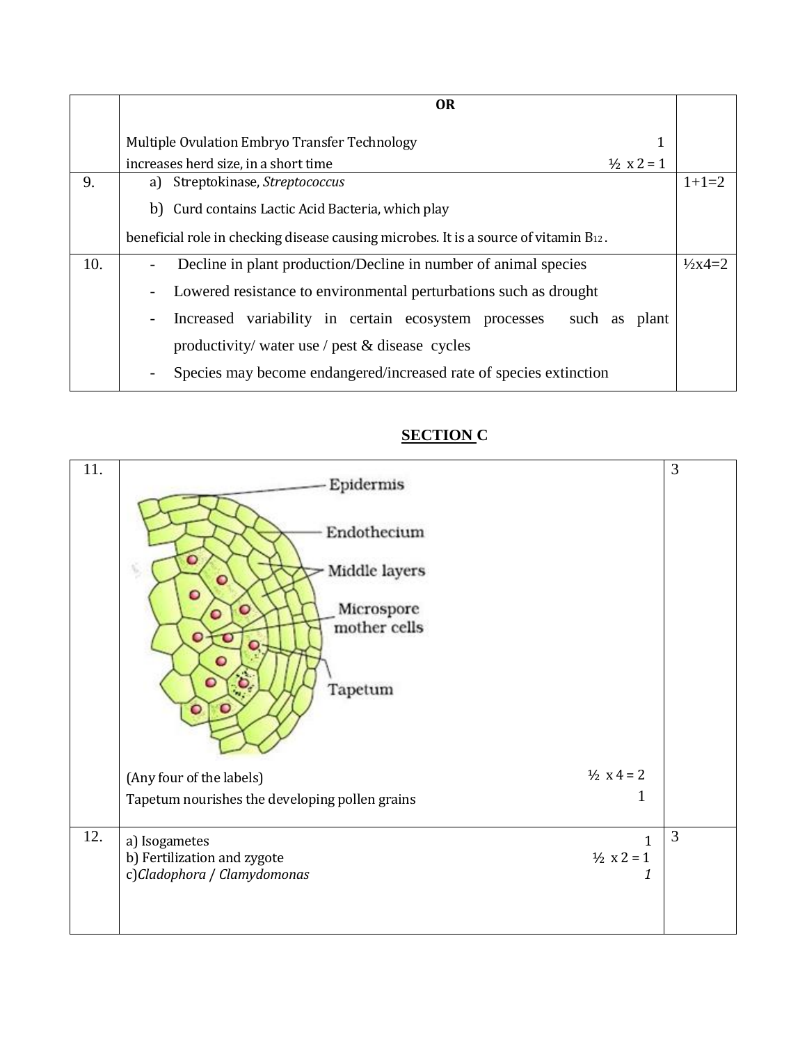| | **OR**<br><br>Multiple Ovulation Embryo Transfer Technology 1<br>increases herd size, in a short time ½ x 2 = 1 | |
|---|---|---|
| 9. | a) Streptokinase, *Streptococcus*<br>b) Curd contains Lactic Acid Bacteria, which play beneficial role in checking disease causing microbes. It is a source of vitamin $B_{12}$. | 1+1=2 |
| 10. | - Decline in plant production/Decline in number of animal species<br>- Lowered resistance to environmental perturbations such as drought<br>- Increased variability in certain ecosystem processes such as plant productivity/ water use / pest & disease cycles<br>- Species may become endangered/increased rate of species extinction | ½x4=2 |

## SECTION C

| | | |
|---|---|---|
| 11. | Epidermis<br>Endothecium<br>Middle layers<br>Microspore mother cells<br>Tapetum<br><br>(Any four of the labels) ½ x 4 = 2<br>Tapetum nourishes the developing pollen grains 1 | 3 |
| 12. | a) Isogametes 1<br>b) Fertilization and zygote ½ x 2 = 1<br>c)*Cladophora* / *Clamydomonas* *1* | 3 |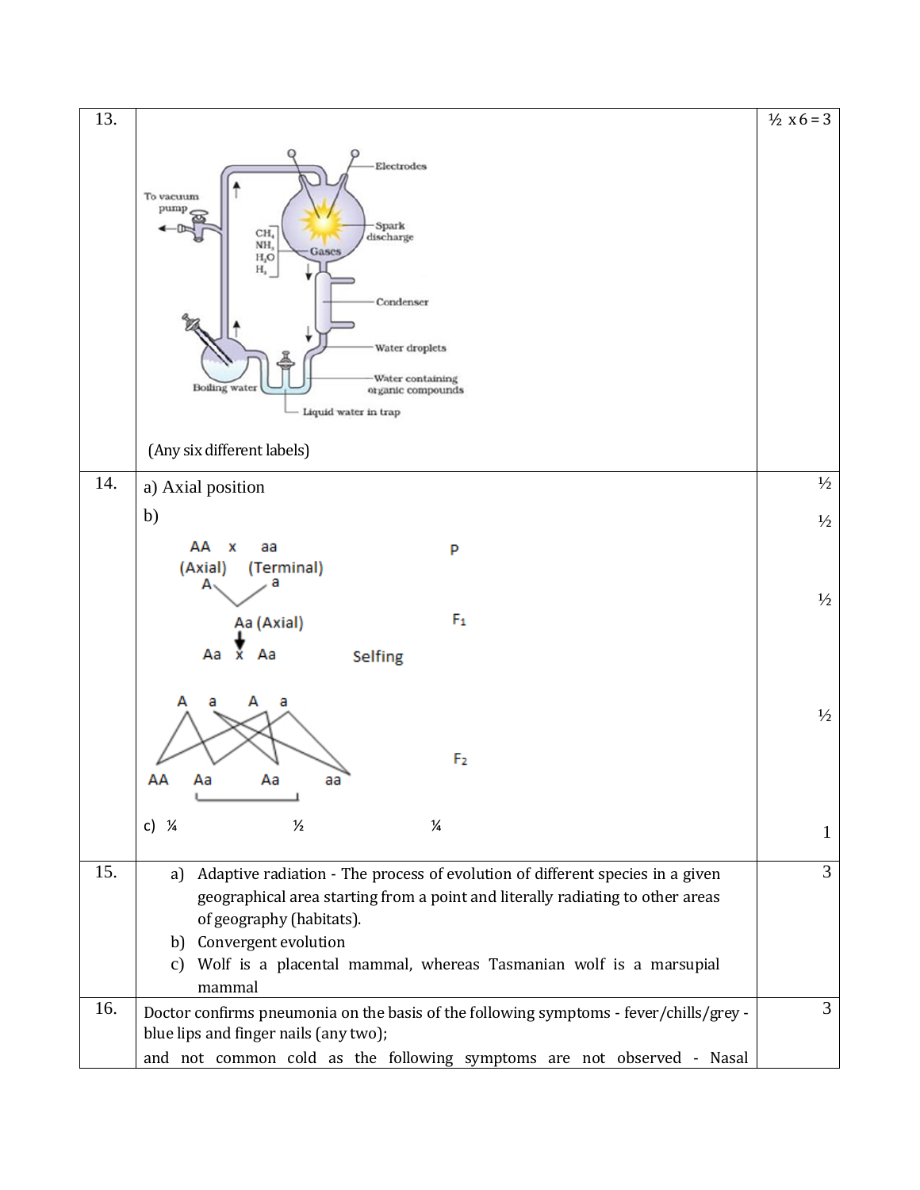| | | |
|---|---|---|
| 13. | Electrodes, To vacuum pump, $CH_4$, $NH_3$, $H_2O$, $H_2$, Gases, Spark discharge, Condenser, Water droplets, Water containing organic compounds, Boiling water, Liquid water in trap<br><br>(Any six different labels) | ½ x 6 = 3 |
| 14. | a) Axial position<br>b)<br>AA x aa (Axial) (Terminal) — P<br>A, a<br>Aa (Axial) — $F_1$<br>Aa x Aa — Selfing<br>A a A a<br>AA Aa Aa aa — $F_2$<br>c) ¼ ½ ¼ | ½<br>½<br>½<br>½<br>1 |
| 15. | a) Adaptive radiation - The process of evolution of different species in a given geographical area starting from a point and literally radiating to other areas of geography (habitats).<br>b) Convergent evolution<br>c) Wolf is a placental mammal, whereas Tasmanian wolf is a marsupial mammal | 3 |
| 16. | Doctor confirms pneumonia on the basis of the following symptoms - fever/chills/grey - blue lips and finger nails (any two);<br>and not common cold as the following symptoms are not observed - Nasal | 3 |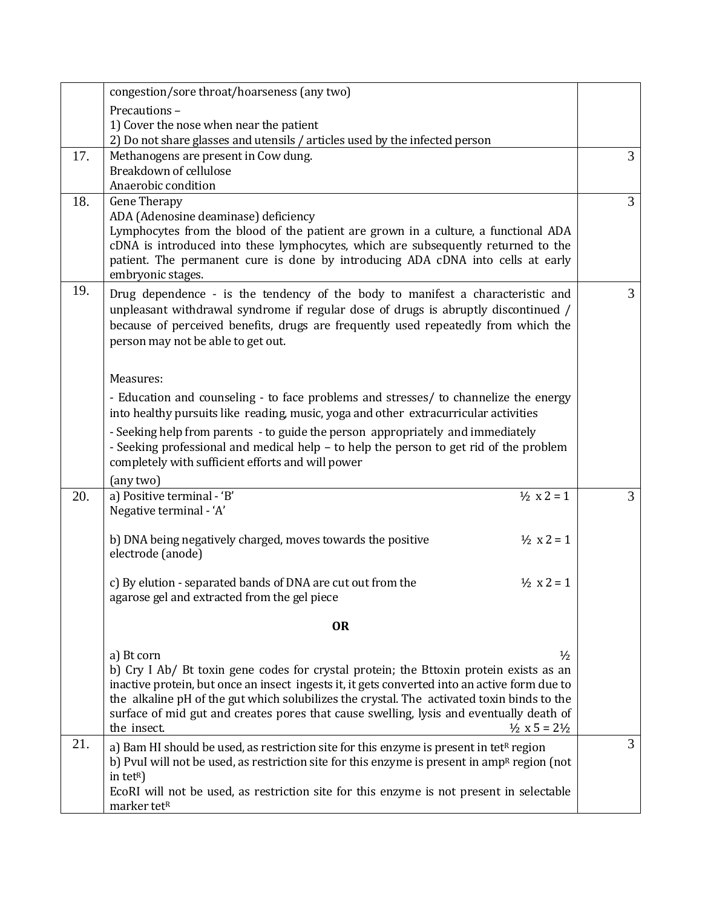|  |  |  |
| --- | --- | --- |
|  | congestion/sore throat/hoarseness (any two)<br>Precautions –<br>1) Cover the nose when near the patient<br>2) Do not share glasses and utensils / articles used by the infected person |  |
| 17. | Methanogens are present in Cow dung.<br>Breakdown of cellulose<br>Anaerobic condition | 3 |
| 18. | Gene Therapy<br>ADA (Adenosine deaminase) deficiency<br>Lymphocytes from the blood of the patient are grown in a culture, a functional ADA cDNA is introduced into these lymphocytes, which are subsequently returned to the patient. The permanent cure is done by introducing ADA cDNA into cells at early embryonic stages. | 3 |
| 19. | Drug dependence - is the tendency of the body to manifest a characteristic and unpleasant withdrawal syndrome if regular dose of drugs is abruptly discontinued / because of perceived benefits, drugs are frequently used repeatedly from which the person may not be able to get out.<br><br>Measures:<br>- Education and counseling - to face problems and stresses/ to channelize the energy into healthy pursuits like reading, music, yoga and other extracurricular activities<br>- Seeking help from parents - to guide the person appropriately and immediately<br>- Seeking professional and medical help – to help the person to get rid of the problem completely with sufficient efforts and will power<br>(any two) | 3 |
| 20. | a) Positive terminal - 'B' ½ x 2 = 1<br>Negative terminal - 'A'<br><br>b) DNA being negatively charged, moves towards the positive electrode (anode) ½ x 2 = 1<br><br>c) By elution - separated bands of DNA are cut out from the agarose gel and extracted from the gel piece ½ x 2 = 1<br><br>**OR**<br><br>a) Bt corn ½<br>b) Cry I Ab/ Bt toxin gene codes for crystal protein; the Bttoxin protein exists as an inactive protein, but once an insect ingests it, it gets converted into an active form due to the alkaline pH of the gut which solubilizes the crystal. The activated toxin binds to the surface of mid gut and creates pores that cause swelling, lysis and eventually death of the insect. ½ x 5 = 2½ | 3 |
| 21. | a) Bam HI should be used, as restriction site for this enzyme is present in $tet^R$ region<br>b) PvuI will not be used, as restriction site for this enzyme is present in $amp^R$ region (not in $tet^R$)<br>EcoRI will not be used, as restriction site for this enzyme is not present in selectable marker $tet^R$ | 3 |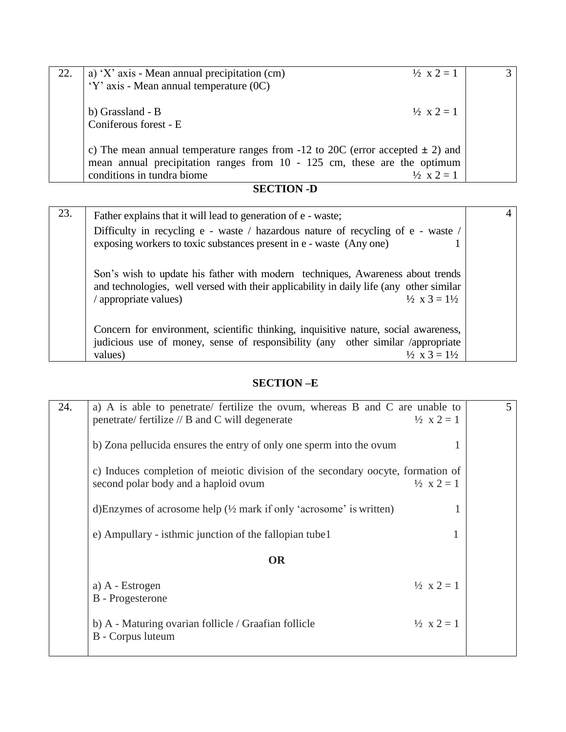| | | |
|---|---|---|
| 22. | a) 'X' axis - Mean annual precipitation (cm) ½ x 2 = 1<br>'Y' axis - Mean annual temperature (0C)<br><br>b) Grassland - B ½ x 2 = 1<br>Coniferous forest - E<br><br>c) The mean annual temperature ranges from -12 to 20C (error accepted ± 2) and mean annual precipitation ranges from 10 - 125 cm, these are the optimum conditions in tundra biome ½ x 2 = 1 | 3 |

## SECTION -D

| | | |
|---|---|---|
| 23. | Father explains that it will lead to generation of e - waste;<br>Difficulty in recycling e - waste / hazardous nature of recycling of e - waste / exposing workers to toxic substances present in e - waste (Any one) 1<br><br>Son's wish to update his father with modern techniques, Awareness about trends and technologies, well versed with their applicability in daily life (any other similar / appropriate values) ½ x 3 = 1½<br><br>Concern for environment, scientific thinking, inquisitive nature, social awareness, judicious use of money, sense of responsibility (any other similar /appropriate values) ½ x 3 = 1½ | 4 |

## SECTION –E

| | | |
|---|---|---|
| 24. | a) A is able to penetrate/ fertilize the ovum, whereas B and C are unable to penetrate/ fertilize // B and C will degenerate ½ x 2 = 1<br><br>b) Zona pellucida ensures the entry of only one sperm into the ovum 1<br><br>c) Induces completion of meiotic division of the secondary oocyte, formation of second polar body and a haploid ovum ½ x 2 = 1<br><br>d)Enzymes of acrosome help (½ mark if only 'acrosome' is written) 1<br><br>e) Ampullary - isthmic junction of the fallopian tube1 1<br><br>**OR**<br><br>a) A - Estrogen ½ x 2 = 1<br>B - Progesterone<br><br>b) A - Maturing ovarian follicle / Graafian follicle ½ x 2 = 1<br>B - Corpus luteum | 5 |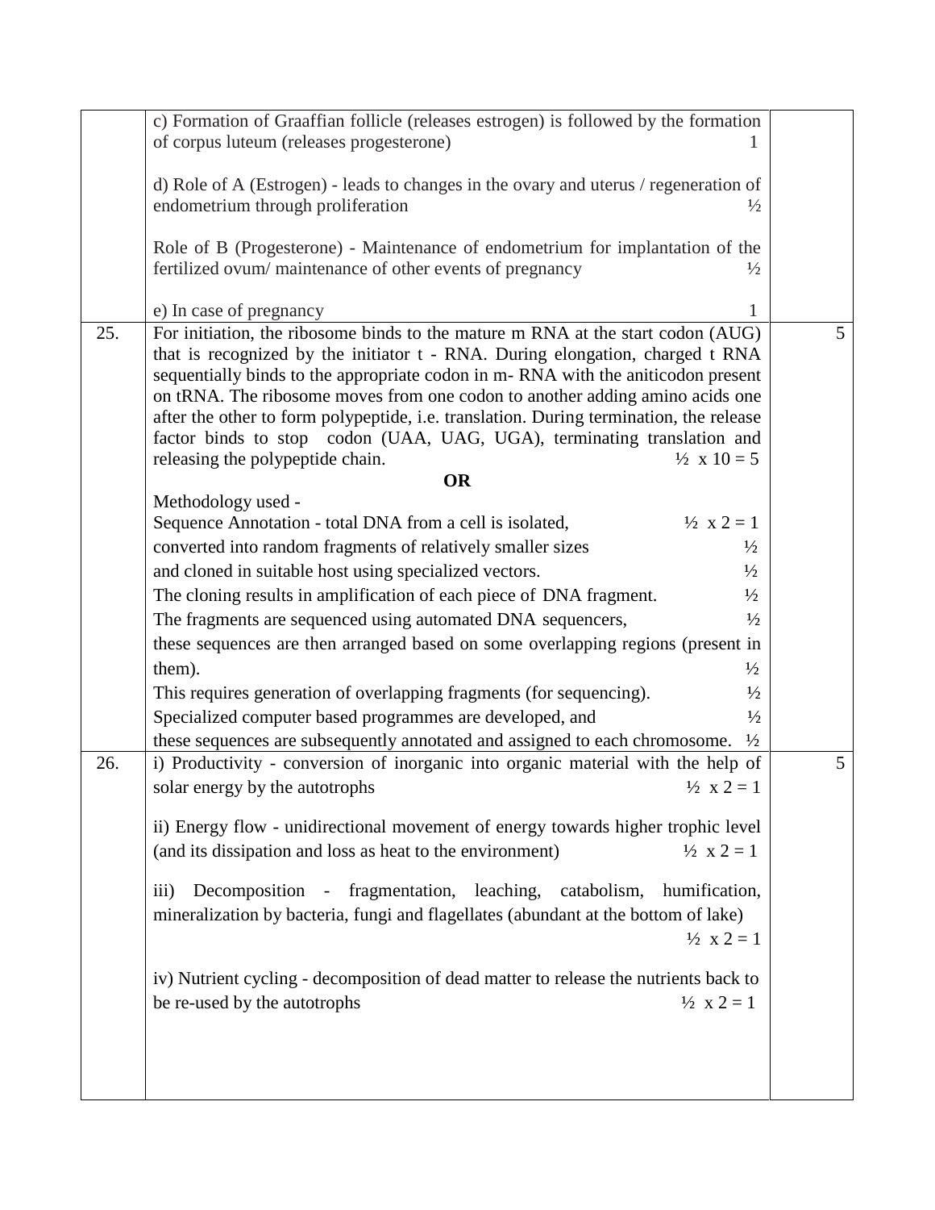| | | |
|---|---|---|
| | c) Formation of Graaffian follicle (releases estrogen) is followed by the formation of corpus luteum (releases progesterone) 1<br><br>d) Role of A (Estrogen) - leads to changes in the ovary and uterus / regeneration of endometrium through proliferation ½<br><br>Role of B (Progesterone) - Maintenance of endometrium for implantation of the fertilized ovum/ maintenance of other events of pregnancy ½<br><br>e) In case of pregnancy 1 | |
| 25. | For initiation, the ribosome binds to the mature m RNA at the start codon (AUG) that is recognized by the initiator t - RNA. During elongation, charged t RNA sequentially binds to the appropriate codon in m- RNA with the aniticodon present on tRNA. The ribosome moves from one codon to another adding amino acids one after the other to form polypeptide, i.e. translation. During termination, the release factor binds to stop codon (UAA, UAG, UGA), terminating translation and releasing the polypeptide chain. ½ x 10 = 5<br><br>**OR**<br><br>Methodology used -<br>Sequence Annotation - total DNA from a cell is isolated, ½ x 2 = 1<br>converted into random fragments of relatively smaller sizes ½<br>and cloned in suitable host using specialized vectors. ½<br>The cloning results in amplification of each piece of DNA fragment. ½<br>The fragments are sequenced using automated DNA sequencers, ½<br>these sequences are then arranged based on some overlapping regions (present in them). ½<br>This requires generation of overlapping fragments (for sequencing). ½<br>Specialized computer based programmes are developed, and ½<br>these sequences are subsequently annotated and assigned to each chromosome. ½ | 5 |
| 26. | i) Productivity - conversion of inorganic into organic material with the help of solar energy by the autotrophs ½ x 2 = 1<br><br>ii) Energy flow - unidirectional movement of energy towards higher trophic level (and its dissipation and loss as heat to the environment) ½ x 2 = 1<br><br>iii) Decomposition - fragmentation, leaching, catabolism, humification, mineralization by bacteria, fungi and flagellates (abundant at the bottom of lake) ½ x 2 = 1<br><br>iv) Nutrient cycling - decomposition of dead matter to release the nutrients back to be re-used by the autotrophs ½ x 2 = 1 | 5 |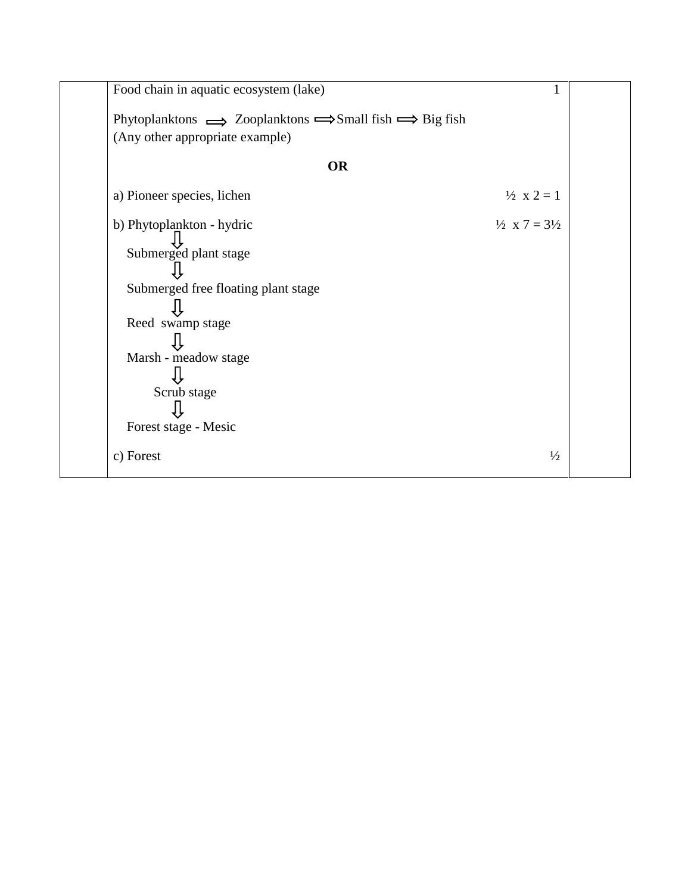| | | | |
|---|---|---|---|
| | Food chain in aquatic ecosystem (lake) — 1<br><br>Phytoplanktons ⟹ Zooplanktons ⟹ Small fish ⟹ Big fish<br>(Any other appropriate example)<br><br>**OR**<br><br>a) Pioneer species, lichen — ½ x 2 = 1<br><br>b) Phytoplankton - hydric — ½ x 7 = 3½<br>⇩<br>Submerged plant stage<br>⇩<br>Submerged free floating plant stage<br>⇩<br>Reed swamp stage<br>⇩<br>Marsh - meadow stage<br>⇩<br>Scrub stage<br>⇩<br>Forest stage - Mesic<br><br>c) Forest — ½ | | |